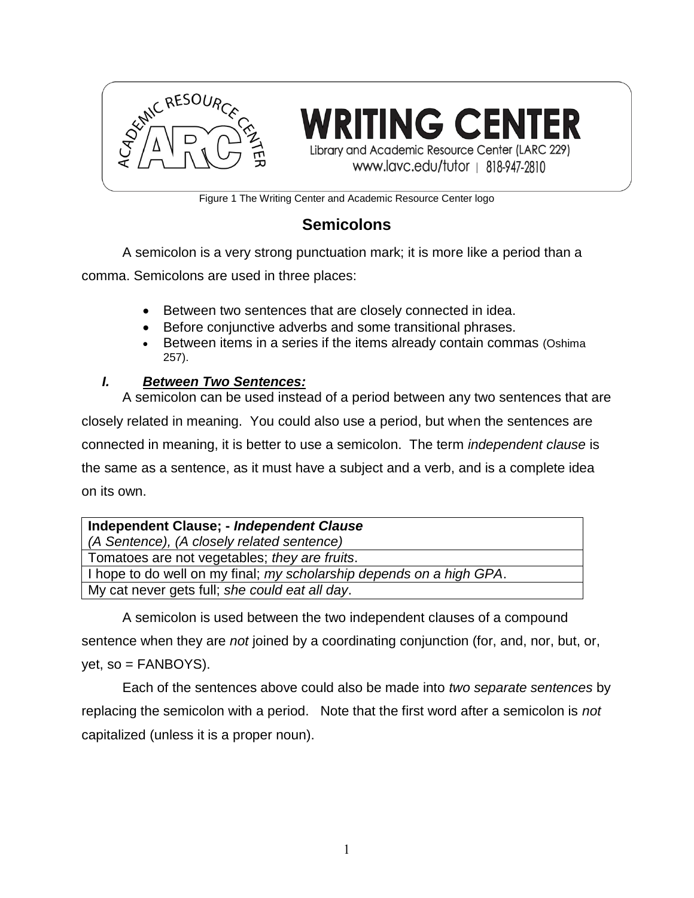WRITING CENTER

Library and Academic Resource Center (LARC 229)

www.lavc.edu/tutor | 818-947-2810

Figure 1 The Writing Center and Academic Resource Center logo

# Semicolons

A semicolon is a very strong punctuation mark; it is more like a period than a comma. Semicolons are used in three places:

- Between two sentences that are closely connected in idea.
- Before conjunctive adverbs and some transitional phrases.
- Between items in a series if the items already contain commas (Oshima 257).

## *I. **Between Two Sentences:***

A semicolon can be used instead of a period between any two sentences that are closely related in meaning. You could also use a period, but when the sentences are connected in meaning, it is better to use a semicolon. The term *independent clause* is the same as a sentence, as it must have a subject and a verb, and is a complete idea on its own.

| **Independent Clause; - *Independent Clause*** <br> *(A Sentence), (A closely related sentence)* |
|---|
| Tomatoes are not vegetables; *they are fruits*. |
| I hope to do well on my final; *my scholarship depends on a high GPA*. |
| My cat never gets full; *she could eat all day*. |

A semicolon is used between the two independent clauses of a compound sentence when they are *not* joined by a coordinating conjunction (for, and, nor, but, or, yet, so = FANBOYS).

Each of the sentences above could also be made into *two separate sentences* by replacing the semicolon with a period. Note that the first word after a semicolon is *not* capitalized (unless it is a proper noun).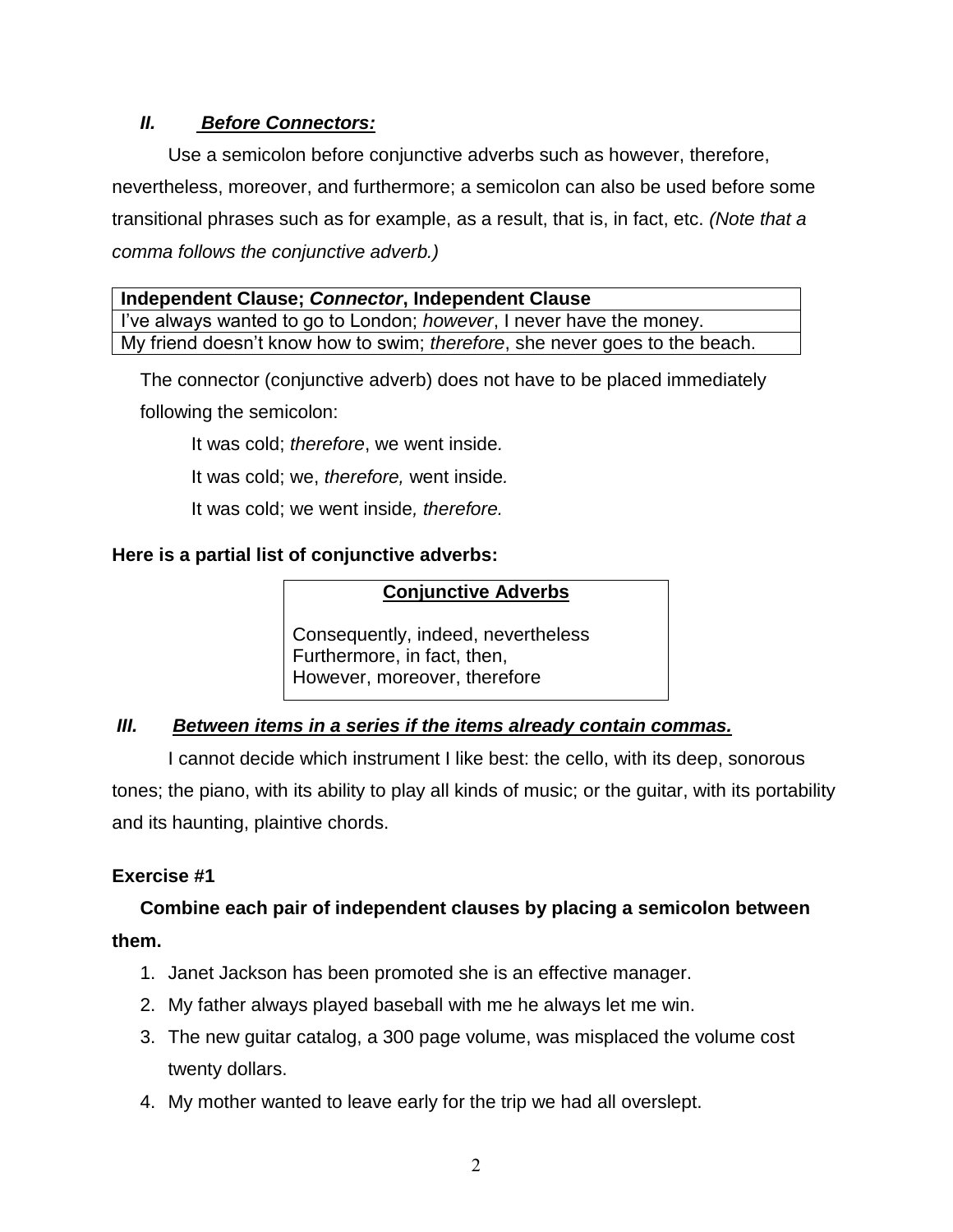## II. *Before Connectors:*

Use a semicolon before conjunctive adverbs such as however, therefore, nevertheless, moreover, and furthermore; a semicolon can also be used before some transitional phrases such as for example, as a result, that is, in fact, etc. *(Note that a comma follows the conjunctive adverb.)*

| **Independent Clause; *Connector*, Independent Clause** |
|---|
| I've always wanted to go to London; *however*, I never have the money. |
| My friend doesn't know how to swim; *therefore*, she never goes to the beach. |

The connector (conjunctive adverb) does not have to be placed immediately following the semicolon:

It was cold; *therefore*, we went inside.

It was cold; we, *therefore,* went inside.

It was cold; we went inside*, therefore.*

**Here is a partial list of conjunctive adverbs:**

| **Conjunctive Adverbs** |
|---|
| Consequently, indeed, nevertheless<br>Furthermore, in fact, then,<br>However, moreover, therefore |

## III. *Between items in a series if the items already contain commas.*

I cannot decide which instrument I like best: the cello, with its deep, sonorous tones; the piano, with its ability to play all kinds of music; or the guitar, with its portability and its haunting, plaintive chords.

### Exercise #1

**Combine each pair of independent clauses by placing a semicolon between them.**

1. Janet Jackson has been promoted she is an effective manager.
2. My father always played baseball with me he always let me win.
3. The new guitar catalog, a 300 page volume, was misplaced the volume cost twenty dollars.
4. My mother wanted to leave early for the trip we had all overslept.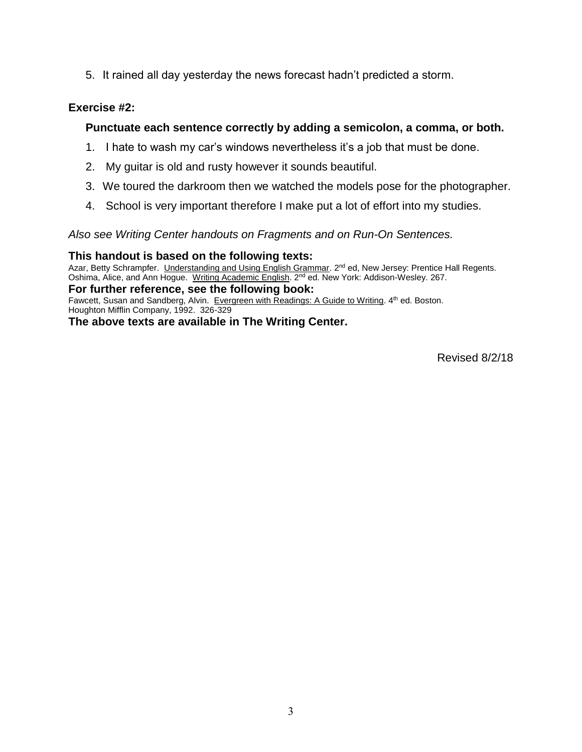5. It rained all day yesterday the news forecast hadn't predicted a storm.

**Exercise #2:**

**Punctuate each sentence correctly by adding a semicolon, a comma, or both.**

1. I hate to wash my car's windows nevertheless it's a job that must be done.
2. My guitar is old and rusty however it sounds beautiful.
3. We toured the darkroom then we watched the models pose for the photographer.
4. School is very important therefore I make put a lot of effort into my studies.

*Also see Writing Center handouts on Fragments and on Run-On Sentences.*

**This handout is based on the following texts:**

Azar, Betty Schrampfer. Understanding and Using English Grammar. 2nd ed, New Jersey: Prentice Hall Regents.
Oshima, Alice, and Ann Hogue. Writing Academic English. 2nd ed. New York: Addison-Wesley. 267.

**For further reference, see the following book:**

Fawcett, Susan and Sandberg, Alvin. Evergreen with Readings: A Guide to Writing. 4th ed. Boston. Houghton Mifflin Company, 1992. 326-329

**The above texts are available in The Writing Center.**

Revised 8/2/18